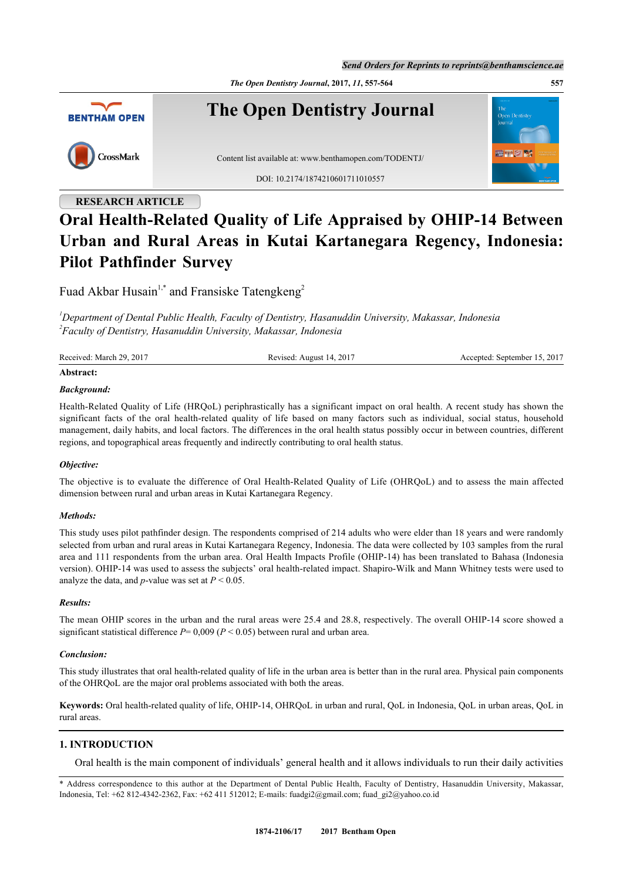RESEARCH ARTICLE

# Oral Health-Related Quality of Life Appraised by OHIP-14 Between Urban and Rural Areas in Kutai Kartanegara Regency, Indonesia: Pilot Pathfinder Survey

Fuad Akbar Husain[1,*] and Fransiske Tatengkeng[2]

[1]*Department of Dental Public Health, Faculty of Dentistry, Hasanuddin University, Makassar, Indonesia*
[2]*Faculty of Dentistry, Hasanuddin University, Makassar, Indonesia*

Received: March 29, 2017 | Revised: August 14, 2017 | Accepted: September 15, 2017

**Abstract:**

***Background:***

Health-Related Quality of Life (HRQoL) periphrastically has a significant impact on oral health. A recent study has shown the significant facts of the oral health-related quality of life based on many factors such as individual, social status, household management, daily habits, and local factors. The differences in the oral health status possibly occur in between countries, different regions, and topographical areas frequently and indirectly contributing to oral health status.

***Objective:***

The objective is to evaluate the difference of Oral Health-Related Quality of Life (OHRQoL) and to assess the main affected dimension between rural and urban areas in Kutai Kartanegara Regency.

***Methods:***

This study uses pilot pathfinder design. The respondents comprised of 214 adults who were elder than 18 years and were randomly selected from urban and rural areas in Kutai Kartanegara Regency, Indonesia. The data were collected by 103 samples from the rural area and 111 respondents from the urban area. Oral Health Impacts Profile (OHIP-14) has been translated to Bahasa (Indonesia version). OHIP-14 was used to assess the subjects' oral health-related impact. Shapiro-Wilk and Mann Whitney tests were used to analyze the data, and $p$-value was set at $P < 0.05$.

***Results:***

The mean OHIP scores in the urban and the rural areas were 25.4 and 28.8, respectively. The overall OHIP-14 score showed a significant statistical difference $P$= 0,009 ($P < 0.05$) between rural and urban area.

***Conclusion:***

This study illustrates that oral health-related quality of life in the urban area is better than in the rural area. Physical pain components of the OHRQoL are the major oral problems associated with both the areas.

**Keywords:** Oral health-related quality of life, OHIP-14, OHRQoL in urban and rural, QoL in Indonesia, QoL in urban areas, QoL in rural areas.

## 1. INTRODUCTION

Oral health is the main component of individuals' general health and it allows individuals to run their daily activities

\* Address correspondence to this author at the Department of Dental Public Health, Faculty of Dentistry, Hasanuddin University, Makassar, Indonesia, Tel: +62 812-4342-2362, Fax: +62 411 512012; E-mails: fuadgi2@gmail.com; fuad_gi2@yahoo.co.id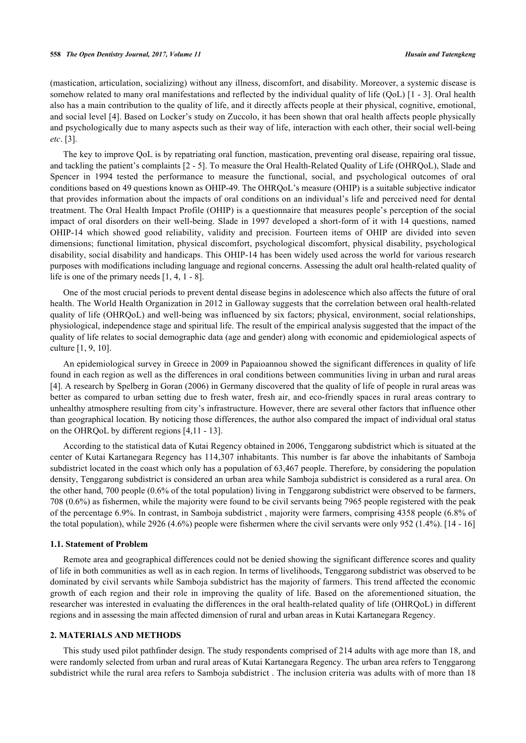(mastication, articulation, socializing) without any illness, discomfort, and disability. Moreover, a systemic disease is somehow related to many oral manifestations and reflected by the individual quality of life (QoL) [1 - 3]. Oral health also has a main contribution to the quality of life, and it directly affects people at their physical, cognitive, emotional, and social level [4]. Based on Locker's study on Zuccolo, it has been shown that oral health affects people physically and psychologically due to many aspects such as their way of life, interaction with each other, their social well-being *etc*. [3].

The key to improve QoL is by repatriating oral function, mastication, preventing oral disease, repairing oral tissue, and tackling the patient's complaints [2 - 5]. To measure the Oral Health-Related Quality of Life (OHRQoL), Slade and Spencer in 1994 tested the performance to measure the functional, social, and psychological outcomes of oral conditions based on 49 questions known as OHIP-49. The OHRQoL's measure (OHIP) is a suitable subjective indicator that provides information about the impacts of oral conditions on an individual's life and perceived need for dental treatment. The Oral Health Impact Profile (OHIP) is a questionnaire that measures people's perception of the social impact of oral disorders on their well-being. Slade in 1997 developed a short-form of it with 14 questions, named OHIP-14 which showed good reliability, validity and precision. Fourteen items of OHIP are divided into seven dimensions; functional limitation, physical discomfort, psychological discomfort, physical disability, psychological disability, social disability and handicaps. This OHIP-14 has been widely used across the world for various research purposes with modifications including language and regional concerns. Assessing the adult oral health-related quality of life is one of the primary needs [1, 4, 1 - 8].

One of the most crucial periods to prevent dental disease begins in adolescence which also affects the future of oral health. The World Health Organization in 2012 in Galloway suggests that the correlation between oral health-related quality of life (OHRQoL) and well-being was influenced by six factors; physical, environment, social relationships, physiological, independence stage and spiritual life. The result of the empirical analysis suggested that the impact of the quality of life relates to social demographic data (age and gender) along with economic and epidemiological aspects of culture [1, 9, 10].

An epidemiological survey in Greece in 2009 in Papaioannou showed the significant differences in quality of life found in each region as well as the differences in oral conditions between communities living in urban and rural areas [4]. A research by Spelberg in Goran (2006) in Germany discovered that the quality of life of people in rural areas was better as compared to urban setting due to fresh water, fresh air, and eco-friendly spaces in rural areas contrary to unhealthy atmosphere resulting from city's infrastructure. However, there are several other factors that influence other than geographical location. By noticing those differences, the author also compared the impact of individual oral status on the OHRQoL by different regions [4,11 - 13].

According to the statistical data of Kutai Regency obtained in 2006, Tenggarong subdistrict which is situated at the center of Kutai Kartanegara Regency has 114,307 inhabitants. This number is far above the inhabitants of Samboja subdistrict located in the coast which only has a population of 63,467 people. Therefore, by considering the population density, Tenggarong subdistrict is considered an urban area while Samboja subdistrict is considered as a rural area. On the other hand, 700 people (0.6% of the total population) living in Tenggarong subdistrict were observed to be farmers, 708 (0.6%) as fishermen, while the majority were found to be civil servants being 7965 people registered with the peak of the percentage 6.9%. In contrast, in Samboja subdistrict , majority were farmers, comprising 4358 people (6.8% of the total population), while 2926 (4.6%) people were fishermen where the civil servants were only 952 (1.4%). [14 - 16]

### 1.1. Statement of Problem

Remote area and geographical differences could not be denied showing the significant difference scores and quality of life in both communities as well as in each region. In terms of livelihoods, Tenggarong subdistrict was observed to be dominated by civil servants while Samboja subdistrict has the majority of farmers. This trend affected the economic growth of each region and their role in improving the quality of life. Based on the aforementioned situation, the researcher was interested in evaluating the differences in the oral health-related quality of life (OHRQoL) in different regions and in assessing the main affected dimension of rural and urban areas in Kutai Kartanegara Regency.

## 2. MATERIALS AND METHODS

This study used pilot pathfinder design. The study respondents comprised of 214 adults with age more than 18, and were randomly selected from urban and rural areas of Kutai Kartanegara Regency. The urban area refers to Tenggarong subdistrict while the rural area refers to Samboja subdistrict . The inclusion criteria was adults with of more than 18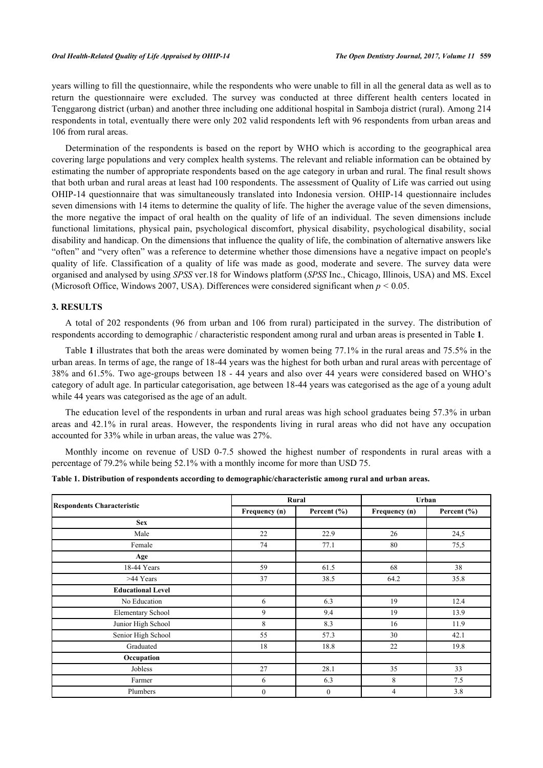years willing to fill the questionnaire, while the respondents who were unable to fill in all the general data as well as to return the questionnaire were excluded. The survey was conducted at three different health centers located in Tenggarong district (urban) and another three including one additional hospital in Samboja district (rural). Among 214 respondents in total, eventually there were only 202 valid respondents left with 96 respondents from urban areas and 106 from rural areas.

Determination of the respondents is based on the report by WHO which is according to the geographical area covering large populations and very complex health systems. The relevant and reliable information can be obtained by estimating the number of appropriate respondents based on the age category in urban and rural. The final result shows that both urban and rural areas at least had 100 respondents. The assessment of Quality of Life was carried out using OHIP-14 questionnaire that was simultaneously translated into Indonesia version. OHIP-14 questionnaire includes seven dimensions with 14 items to determine the quality of life. The higher the average value of the seven dimensions, the more negative the impact of oral health on the quality of life of an individual. The seven dimensions include functional limitations, physical pain, psychological discomfort, physical disability, psychological disability, social disability and handicap. On the dimensions that influence the quality of life, the combination of alternative answers like "often" and "very often" was a reference to determine whether those dimensions have a negative impact on people's quality of life. Classification of a quality of life was made as good, moderate and severe. The survey data were organised and analysed by using *SPSS* ver.18 for Windows platform (*SPSS* Inc., Chicago, Illinois, USA) and MS. Excel (Microsoft Office, Windows 2007, USA). Differences were considered significant when $p < 0.05$.

## 3. RESULTS

A total of 202 respondents (96 from urban and 106 from rural) participated in the survey. The distribution of respondents according to demographic / characteristic respondent among rural and urban areas is presented in Table **1**.

Table **1** illustrates that both the areas were dominated by women being 77.1% in the rural areas and 75.5% in the urban areas. In terms of age, the range of 18-44 years was the highest for both urban and rural areas with percentage of 38% and 61.5%. Two age-groups between 18 - 44 years and also over 44 years were considered based on WHO's category of adult age. In particular categorisation, age between 18-44 years was categorised as the age of a young adult while 44 years was categorised as the age of an adult.

The education level of the respondents in urban and rural areas was high school graduates being 57.3% in urban areas and 42.1% in rural areas. However, the respondents living in rural areas who did not have any occupation accounted for 33% while in urban areas, the value was 27%.

Monthly income on revenue of USD 0-7.5 showed the highest number of respondents in rural areas with a percentage of 79.2% while being 52.1% with a monthly income for more than USD 75.

**Table 1. Distribution of respondents according to demographic/characteristic among rural and urban areas.**

| Respondents Characteristic | Rural | | Urban | |
|---|---|---|---|---|
| | Frequency (n) | Percent (%) | Frequency (n) | Percent (%) |
| **Sex** | | | | |
| Male | 22 | 22.9 | 26 | 24,5 |
| Female | 74 | 77.1 | 80 | 75,5 |
| **Age** | | | | |
| 18-44 Years | 59 | 61.5 | 68 | 38 |
| >44 Years | 37 | 38.5 | 64.2 | 35.8 |
| **Educational Level** | | | | |
| No Education | 6 | 6.3 | 19 | 12.4 |
| Elementary School | 9 | 9.4 | 19 | 13.9 |
| Junior High School | 8 | 8.3 | 16 | 11.9 |
| Senior High School | 55 | 57.3 | 30 | 42.1 |
| Graduated | 18 | 18.8 | 22 | 19.8 |
| **Occupation** | | | | |
| Jobless | 27 | 28.1 | 35 | 33 |
| Farmer | 6 | 6.3 | 8 | 7.5 |
| Plumbers | 0 | 0 | 4 | 3.8 |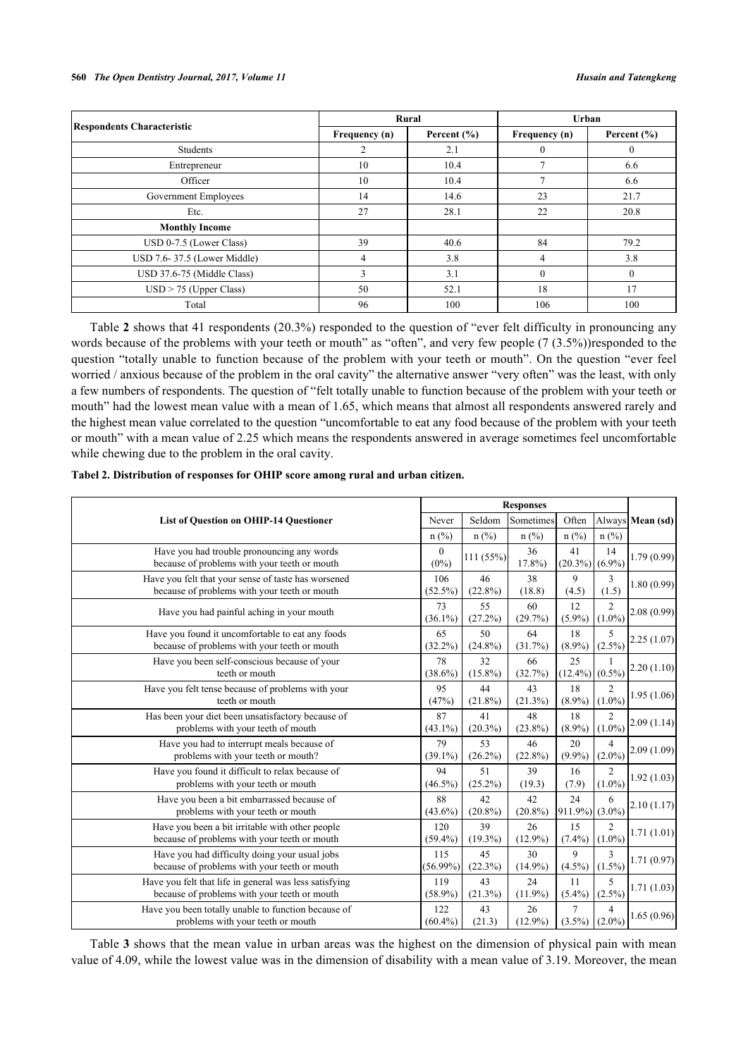| Respondents Characteristic | Rural | | Urban | |
|---|---|---|---|---|
| | Frequency (n) | Percent (%) | Frequency (n) | Percent (%) |
| Students | 2 | 2.1 | 0 | 0 |
| Entrepreneur | 10 | 10.4 | 7 | 6.6 |
| Officer | 10 | 10.4 | 7 | 6.6 |
| Government Employees | 14 | 14.6 | 23 | 21.7 |
| Etc. | 27 | 28.1 | 22 | 20.8 |
| **Monthly Income** | | | | |
| USD 0-7.5 (Lower Class) | 39 | 40.6 | 84 | 79.2 |
| USD 7.6- 37.5 (Lower Middle) | 4 | 3.8 | 4 | 3.8 |
| USD 37.6-75 (Middle Class) | 3 | 3.1 | 0 | 0 |
| USD > 75 (Upper Class) | 50 | 52.1 | 18 | 17 |
| Total | 96 | 100 | 106 | 100 |

Table **2** shows that 41 respondents (20.3%) responded to the question of "ever felt difficulty in pronouncing any words because of the problems with your teeth or mouth" as "often", and very few people (7 (3.5%))responded to the question "totally unable to function because of the problem with your teeth or mouth". On the question "ever feel worried / anxious because of the problem in the oral cavity" the alternative answer "very often" was the least, with only a few numbers of respondents. The question of "felt totally unable to function because of the problem with your teeth or mouth" had the lowest mean value with a mean of 1.65, which means that almost all respondents answered rarely and the highest mean value correlated to the question "uncomfortable to eat any food because of the problem with your teeth or mouth" with a mean value of 2.25 which means the respondents answered in average sometimes feel uncomfortable while chewing due to the problem in the oral cavity.

**Tabel 2. Distribution of responses for OHIP score among rural and urban citizen.**

| List of Question on OHIP-14 Questioner | Responses | | | | | Mean (sd) |
|---|---|---|---|---|---|---|
| | Never | Seldom | Sometimes | Often | Always | |
| | n (%) | n (%) | n (%) | n (%) | n (%) | |
| Have you had trouble pronouncing any words because of problems with your teeth or mouth | 0 (0%) | 111 (55%) | 36 17.8%) | 41 (20.3%) | 14 (6.9%) | 1.79 (0.99) |
| Have you felt that your sense of taste has worsened because of problems with your teeth or mouth | 106 (52.5%) | 46 (22.8%) | 38 (18.8) | 9 (4.5) | 3 (1.5) | 1.80 (0.99) |
| Have you had painful aching in your mouth | 73 (36.1%) | 55 (27.2%) | 60 (29.7%) | 12 (5.9%) | 2 (1.0%) | 2.08 (0.99) |
| Have you found it uncomfortable to eat any foods because of problems with your teeth or mouth | 65 (32.2%) | 50 (24.8%) | 64 (31.7%) | 18 (8.9%) | 5 (2.5%) | 2.25 (1.07) |
| Have you been self-conscious because of your teeth or mouth | 78 (38.6%) | 32 (15.8%) | 66 (32.7%) | 25 (12.4%) | 1 (0.5%) | 2.20 (1.10) |
| Have you felt tense because of problems with your teeth or mouth | 95 (47%) | 44 (21.8%) | 43 (21.3%) | 18 (8.9%) | 2 (1.0%) | 1.95 (1.06) |
| Has been your diet been unsatisfactory because of problems with your teeth of mouth | 87 (43.1%) | 41 (20.3%) | 48 (23.8%) | 18 (8.9%) | 2 (1.0%) | 2.09 (1.14) |
| Have you had to interrupt meals because of problems with your teeth or mouth? | 79 (39.1%) | 53 (26.2%) | 46 (22.8%) | 20 (9.9%) | 4 (2.0%) | 2.09 (1.09) |
| Have you found it difficult to relax because of problems with your teeth or mouth | 94 (46.5%) | 51 (25.2%) | 39 (19.3) | 16 (7.9) | 2 (1.0%) | 1.92 (1.03) |
| Have you been a bit embarrassed because of problems with your teeth or mouth | 88 (43.6%) | 42 (20.8%) | 42 (20.8%) | 24 911.9%) | 6 (3.0%) | 2.10 (1.17) |
| Have you been a bit irritable with other people because of problems with your teeth or mouth | 120 (59.4%) | 39 (19.3%) | 26 (12.9%) | 15 (7.4%) | 2 (1.0%) | 1.71 (1.01) |
| Have you had difficulty doing your usual jobs because of problems with your teeth or mouth | 115 (56.99%) | 45 (22.3%) | 30 (14.9%) | 9 (4.5%) | 3 (1.5%) | 1.71 (0.97) |
| Have you felt that life in general was less satisfying because of problems with your teeth or mouth | 119 (58.9%) | 43 (21.3%) | 24 (11.9%) | 11 (5.4%) | 5 (2.5%) | 1.71 (1.03) |
| Have you been totally unable to function because of problems with your teeth or mouth | 122 (60.4%) | 43 (21.3) | 26 (12.9%) | 7 (3.5%) | 4 (2.0%) | 1.65 (0.96) |

Table **3** shows that the mean value in urban areas was the highest on the dimension of physical pain with mean value of 4.09, while the lowest value was in the dimension of disability with a mean value of 3.19. Moreover, the mean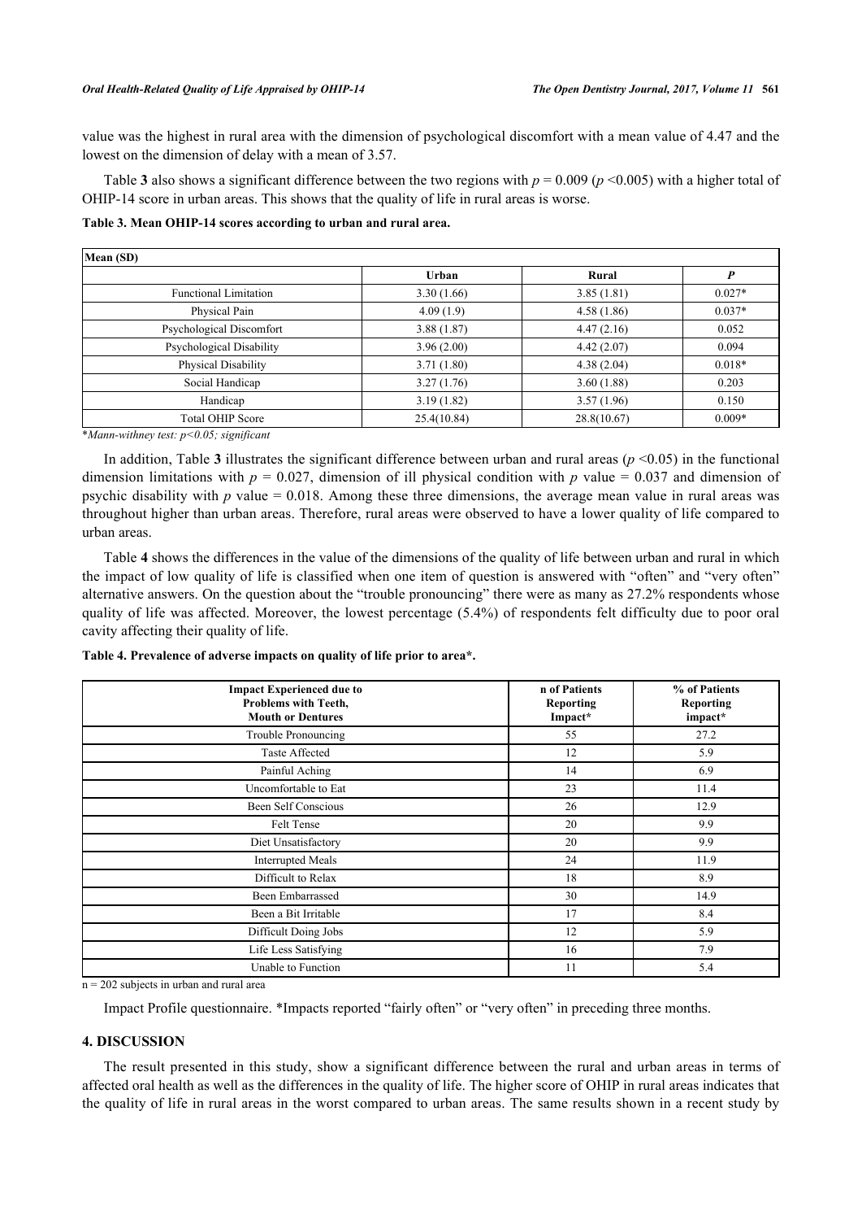value was the highest in rural area with the dimension of psychological discomfort with a mean value of 4.47 and the lowest on the dimension of delay with a mean of 3.57.

Table **3** also shows a significant difference between the two regions with $p = 0.009$ ($p < 0.005$) with a higher total of OHIP-14 score in urban areas. This shows that the quality of life in rural areas is worse.

**Table 3. Mean OHIP-14 scores according to urban and rural area.**

| Mean (SD) | | | |
|---|---|---|---|
| | **Urban** | **Rural** | ***P*** |
| Functional Limitation | 3.30 (1.66) | 3.85 (1.81) | 0.027* |
| Physical Pain | 4.09 (1.9) | 4.58 (1.86) | 0.037* |
| Psychological Discomfort | 3.88 (1.87) | 4.47 (2.16) | 0.052 |
| Psychological Disability | 3.96 (2.00) | 4.42 (2.07) | 0.094 |
| Physical Disability | 3.71 (1.80) | 4.38 (2.04) | 0.018* |
| Social Handicap | 3.27 (1.76) | 3.60 (1.88) | 0.203 |
| Handicap | 3.19 (1.82) | 3.57 (1.96) | 0.150 |
| Total OHIP Score | 25.4(10.84) | 28.8(10.67) | 0.009* |

*\*Mann-withney test: p<0.05; significant*

In addition, Table **3** illustrates the significant difference between urban and rural areas ($p < 0.05$) in the functional dimension limitations with $p = 0.027$, dimension of ill physical condition with $p$ value = 0.037 and dimension of psychic disability with $p$ value = 0.018. Among these three dimensions, the average mean value in rural areas was throughout higher than urban areas. Therefore, rural areas were observed to have a lower quality of life compared to urban areas.

Table **4** shows the differences in the value of the dimensions of the quality of life between urban and rural in which the impact of low quality of life is classified when one item of question is answered with "often" and "very often" alternative answers. On the question about the "trouble pronouncing" there were as many as 27.2% respondents whose quality of life was affected. Moreover, the lowest percentage (5.4%) of respondents felt difficulty due to poor oral cavity affecting their quality of life.

**Table 4. Prevalence of adverse impacts on quality of life prior to area\*.**

| Impact Experienced due to Problems with Teeth, Mouth or Dentures | n of Patients Reporting Impact* | % of Patients Reporting impact* |
|---|---|---|
| Trouble Pronouncing | 55 | 27.2 |
| Taste Affected | 12 | 5.9 |
| Painful Aching | 14 | 6.9 |
| Uncomfortable to Eat | 23 | 11.4 |
| Been Self Conscious | 26 | 12.9 |
| Felt Tense | 20 | 9.9 |
| Diet Unsatisfactory | 20 | 9.9 |
| Interrupted Meals | 24 | 11.9 |
| Difficult to Relax | 18 | 8.9 |
| Been Embarrassed | 30 | 14.9 |
| Been a Bit Irritable | 17 | 8.4 |
| Difficult Doing Jobs | 12 | 5.9 |
| Life Less Satisfying | 16 | 7.9 |
| Unable to Function | 11 | 5.4 |

n = 202 subjects in urban and rural area

Impact Profile questionnaire. *Impacts reported "fairly often" or "very often" in preceding three months.

## 4. DISCUSSION

The result presented in this study, show a significant difference between the rural and urban areas in terms of affected oral health as well as the differences in the quality of life. The higher score of OHIP in rural areas indicates that the quality of life in rural areas in the worst compared to urban areas. The same results shown in a recent study by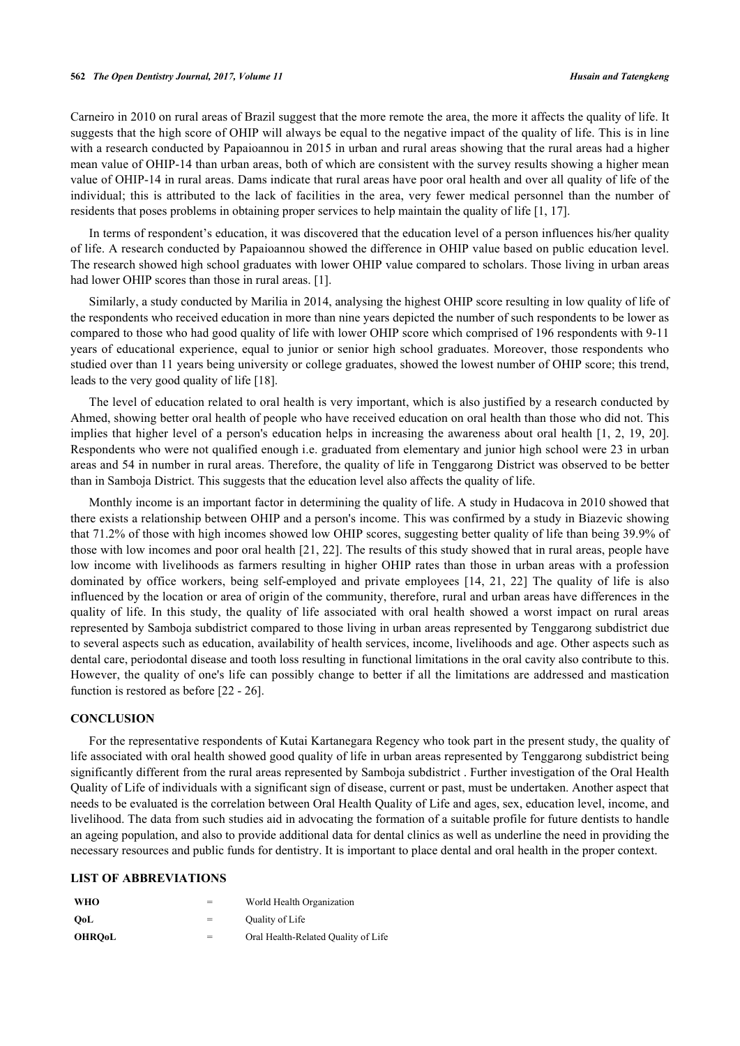Carneiro in 2010 on rural areas of Brazil suggest that the more remote the area, the more it affects the quality of life. It suggests that the high score of OHIP will always be equal to the negative impact of the quality of life. This is in line with a research conducted by Papaioannou in 2015 in urban and rural areas showing that the rural areas had a higher mean value of OHIP-14 than urban areas, both of which are consistent with the survey results showing a higher mean value of OHIP-14 in rural areas. Dams indicate that rural areas have poor oral health and over all quality of life of the individual; this is attributed to the lack of facilities in the area, very fewer medical personnel than the number of residents that poses problems in obtaining proper services to help maintain the quality of life [1, 17].

In terms of respondent's education, it was discovered that the education level of a person influences his/her quality of life. A research conducted by Papaioannou showed the difference in OHIP value based on public education level. The research showed high school graduates with lower OHIP value compared to scholars. Those living in urban areas had lower OHIP scores than those in rural areas. [1].

Similarly, a study conducted by Marilia in 2014, analysing the highest OHIP score resulting in low quality of life of the respondents who received education in more than nine years depicted the number of such respondents to be lower as compared to those who had good quality of life with lower OHIP score which comprised of 196 respondents with 9-11 years of educational experience, equal to junior or senior high school graduates. Moreover, those respondents who studied over than 11 years being university or college graduates, showed the lowest number of OHIP score; this trend, leads to the very good quality of life [18].

The level of education related to oral health is very important, which is also justified by a research conducted by Ahmed, showing better oral health of people who have received education on oral health than those who did not. This implies that higher level of a person's education helps in increasing the awareness about oral health [1, 2, 19, 20]. Respondents who were not qualified enough i.e. graduated from elementary and junior high school were 23 in urban areas and 54 in number in rural areas. Therefore, the quality of life in Tenggarong District was observed to be better than in Samboja District. This suggests that the education level also affects the quality of life.

Monthly income is an important factor in determining the quality of life. A study in Hudacova in 2010 showed that there exists a relationship between OHIP and a person's income. This was confirmed by a study in Biazevic showing that 71.2% of those with high incomes showed low OHIP scores, suggesting better quality of life than being 39.9% of those with low incomes and poor oral health [21, 22]. The results of this study showed that in rural areas, people have low income with livelihoods as farmers resulting in higher OHIP rates than those in urban areas with a profession dominated by office workers, being self-employed and private employees [14, 21, 22] The quality of life is also influenced by the location or area of origin of the community, therefore, rural and urban areas have differences in the quality of life. In this study, the quality of life associated with oral health showed a worst impact on rural areas represented by Samboja subdistrict compared to those living in urban areas represented by Tenggarong subdistrict due to several aspects such as education, availability of health services, income, livelihoods and age. Other aspects such as dental care, periodontal disease and tooth loss resulting in functional limitations in the oral cavity also contribute to this. However, the quality of one's life can possibly change to better if all the limitations are addressed and mastication function is restored as before [22 - 26].

## CONCLUSION

For the representative respondents of Kutai Kartanegara Regency who took part in the present study, the quality of life associated with oral health showed good quality of life in urban areas represented by Tenggarong subdistrict being significantly different from the rural areas represented by Samboja subdistrict . Further investigation of the Oral Health Quality of Life of individuals with a significant sign of disease, current or past, must be undertaken. Another aspect that needs to be evaluated is the correlation between Oral Health Quality of Life and ages, sex, education level, income, and livelihood. The data from such studies aid in advocating the formation of a suitable profile for future dentists to handle an ageing population, and also to provide additional data for dental clinics as well as underline the need in providing the necessary resources and public funds for dentistry. It is important to place dental and oral health in the proper context.

## LIST OF ABBREVIATIONS

| | | |
|---|---|---|
| **WHO** | = | World Health Organization |
| **QoL** | = | Quality of Life |
| **OHRQoL** | = | Oral Health-Related Quality of Life |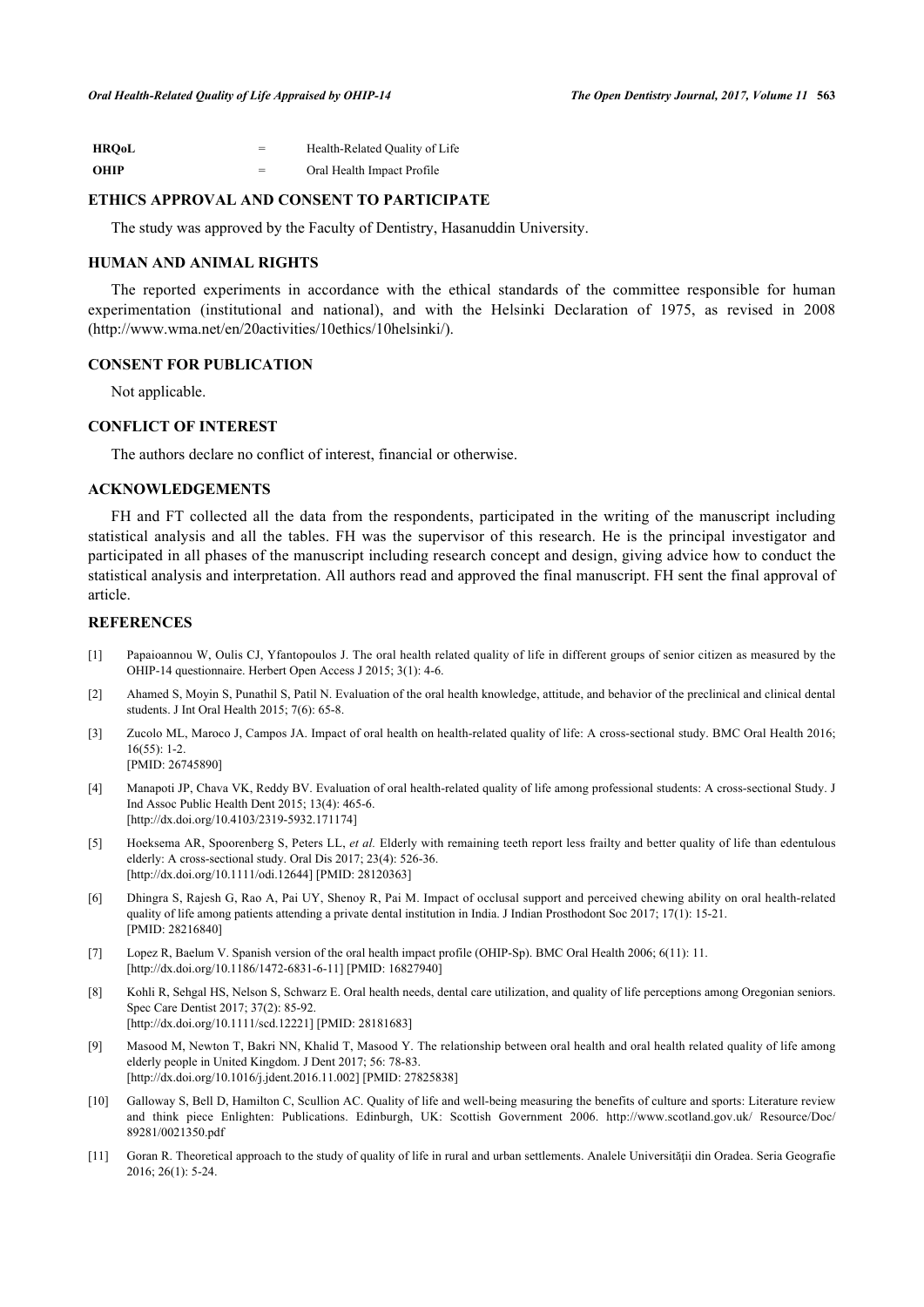| HRQoL | = | Health-Related Quality of Life |
|---|---|---|
| OHIP | = | Oral Health Impact Profile |

## ETHICS APPROVAL AND CONSENT TO PARTICIPATE

The study was approved by the Faculty of Dentistry, Hasanuddin University.

## HUMAN AND ANIMAL RIGHTS

The reported experiments in accordance with the ethical standards of the committee responsible for human experimentation (institutional and national), and with the Helsinki Declaration of 1975, as revised in 2008 (http://www.wma.net/en/20activities/10ethics/10helsinki/).

## CONSENT FOR PUBLICATION

Not applicable.

## CONFLICT OF INTEREST

The authors declare no conflict of interest, financial or otherwise.

## ACKNOWLEDGEMENTS

FH and FT collected all the data from the respondents, participated in the writing of the manuscript including statistical analysis and all the tables. FH was the supervisor of this research. He is the principal investigator and participated in all phases of the manuscript including research concept and design, giving advice how to conduct the statistical analysis and interpretation. All authors read and approved the final manuscript. FH sent the final approval of article.

## REFERENCES

[1] Papaioannou W, Oulis CJ, Yfantopoulos J. The oral health related quality of life in different groups of senior citizen as measured by the OHIP-14 questionnaire. Herbert Open Access J 2015; 3(1): 4-6.

[2] Ahamed S, Moyin S, Punathil S, Patil N. Evaluation of the oral health knowledge, attitude, and behavior of the preclinical and clinical dental students. J Int Oral Health 2015; 7(6): 65-8.

[3] Zucolo ML, Maroco J, Campos JA. Impact of oral health on health-related quality of life: A cross-sectional study. BMC Oral Health 2016; 16(55): 1-2. [PMID: 26745890]

[4] Manapoti JP, Chava VK, Reddy BV. Evaluation of oral health-related quality of life among professional students: A cross-sectional Study. J Ind Assoc Public Health Dent 2015; 13(4): 465-6. [http://dx.doi.org/10.4103/2319-5932.171174]

[5] Hoeksema AR, Spoorenberg S, Peters LL, *et al.* Elderly with remaining teeth report less frailty and better quality of life than edentulous elderly: A cross-sectional study. Oral Dis 2017; 23(4): 526-36. [http://dx.doi.org/10.1111/odi.12644] [PMID: 28120363]

[6] Dhingra S, Rajesh G, Rao A, Pai UY, Shenoy R, Pai M. Impact of occlusal support and perceived chewing ability on oral health-related quality of life among patients attending a private dental institution in India. J Indian Prosthodont Soc 2017; 17(1): 15-21. [PMID: 28216840]

[7] Lopez R, Baelum V. Spanish version of the oral health impact profile (OHIP-Sp). BMC Oral Health 2006; 6(11): 11. [http://dx.doi.org/10.1186/1472-6831-6-11] [PMID: 16827940]

[8] Kohli R, Sehgal HS, Nelson S, Schwarz E. Oral health needs, dental care utilization, and quality of life perceptions among Oregonian seniors. Spec Care Dentist 2017; 37(2): 85-92. [http://dx.doi.org/10.1111/scd.12221] [PMID: 28181683]

[9] Masood M, Newton T, Bakri NN, Khalid T, Masood Y. The relationship between oral health and oral health related quality of life among elderly people in United Kingdom. J Dent 2017; 56: 78-83. [http://dx.doi.org/10.1016/j.jdent.2016.11.002] [PMID: 27825838]

[10] Galloway S, Bell D, Hamilton C, Scullion AC. Quality of life and well-being measuring the benefits of culture and sports: Literature review and think piece Enlighten: Publications. Edinburgh, UK: Scottish Government 2006. http://www.scotland.gov.uk/ Resource/Doc/ 89281/0021350.pdf

[11] Goran R. Theoretical approach to the study of quality of life in rural and urban settlements. Analele Universităţii din Oradea. Seria Geografie 2016; 26(1): 5-24.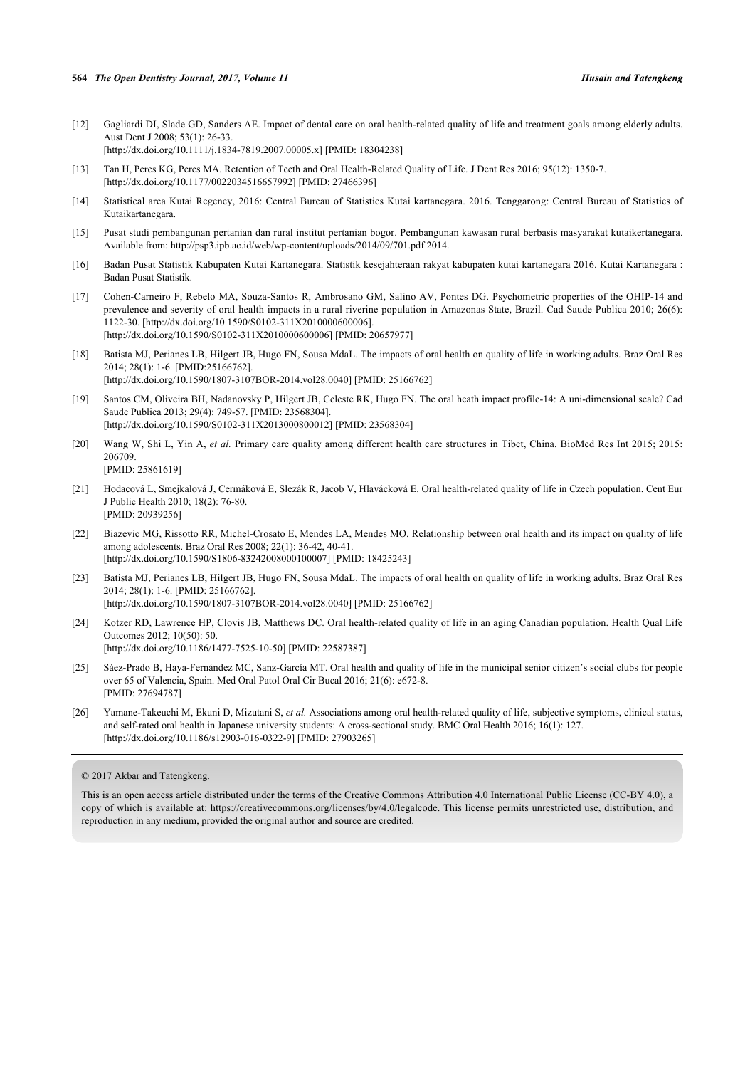[12] Gagliardi DI, Slade GD, Sanders AE. Impact of dental care on oral health-related quality of life and treatment goals among elderly adults. Aust Dent J 2008; 53(1): 26-33.
[http://dx.doi.org/10.1111/j.1834-7819.2007.00005.x] [PMID: 18304238]

[13] Tan H, Peres KG, Peres MA. Retention of Teeth and Oral Health-Related Quality of Life. J Dent Res 2016; 95(12): 1350-7.
[http://dx.doi.org/10.1177/0022034516657992] [PMID: 27466396]

[14] Statistical area Kutai Regency, 2016: Central Bureau of Statistics Kutai kartanegara. 2016. Tenggarong: Central Bureau of Statistics of Kutaikartanegara.

[15] Pusat studi pembangunan pertanian dan rural institut pertanian bogor. Pembangunan kawasan rural berbasis masyarakat kutaikertanegara. Available from: http://psp3.ipb.ac.id/web/wp-content/uploads/2014/09/701.pdf 2014.

[16] Badan Pusat Statistik Kabupaten Kutai Kartanegara. Statistik kesejahteraan rakyat kabupaten kutai kartanegara 2016. Kutai Kartanegara : Badan Pusat Statistik.

[17] Cohen-Carneiro F, Rebelo MA, Souza-Santos R, Ambrosano GM, Salino AV, Pontes DG. Psychometric properties of the OHIP-14 and prevalence and severity of oral health impacts in a rural riverine population in Amazonas State, Brazil. Cad Saude Publica 2010; 26(6): 1122-30. [http://dx.doi.org/10.1590/S0102-311X2010000600006].
[http://dx.doi.org/10.1590/S0102-311X2010000600006] [PMID: 20657977]

[18] Batista MJ, Perianes LB, Hilgert JB, Hugo FN, Sousa MdaL. The impacts of oral health on quality of life in working adults. Braz Oral Res 2014; 28(1): 1-6. [PMID:25166762].
[http://dx.doi.org/10.1590/1807-3107BOR-2014.vol28.0040] [PMID: 25166762]

[19] Santos CM, Oliveira BH, Nadanovsky P, Hilgert JB, Celeste RK, Hugo FN. The oral heath impact profile-14: A uni-dimensional scale? Cad Saude Publica 2013; 29(4): 749-57. [PMID: 23568304].
[http://dx.doi.org/10.1590/S0102-311X2013000800012] [PMID: 23568304]

[20] Wang W, Shi L, Yin A, *et al.* Primary care quality among different health care structures in Tibet, China. BioMed Res Int 2015; 2015: 206709.
[PMID: 25861619]

[21] Hodacová L, Smejkalová J, Cermáková E, Slezák R, Jacob V, Hlavácková E. Oral health-related quality of life in Czech population. Cent Eur J Public Health 2010; 18(2): 76-80.
[PMID: 20939256]

[22] Biazevic MG, Rissotto RR, Michel-Crosato E, Mendes LA, Mendes MO. Relationship between oral health and its impact on quality of life among adolescents. Braz Oral Res 2008; 22(1): 36-42, 40-41.
[http://dx.doi.org/10.1590/S1806-83242008000100007] [PMID: 18425243]

[23] Batista MJ, Perianes LB, Hilgert JB, Hugo FN, Sousa MdaL. The impacts of oral health on quality of life in working adults. Braz Oral Res 2014; 28(1): 1-6. [PMID: 25166762].
[http://dx.doi.org/10.1590/1807-3107BOR-2014.vol28.0040] [PMID: 25166762]

[24] Kotzer RD, Lawrence HP, Clovis JB, Matthews DC. Oral health-related quality of life in an aging Canadian population. Health Qual Life Outcomes 2012; 10(50): 50.
[http://dx.doi.org/10.1186/1477-7525-10-50] [PMID: 22587387]

[25] Sáez-Prado B, Haya-Fernández MC, Sanz-García MT. Oral health and quality of life in the municipal senior citizen's social clubs for people over 65 of Valencia, Spain. Med Oral Patol Oral Cir Bucal 2016; 21(6): e672-8.
[PMID: 27694787]

[26] Yamane-Takeuchi M, Ekuni D, Mizutani S, *et al.* Associations among oral health-related quality of life, subjective symptoms, clinical status, and self-rated oral health in Japanese university students: A cross-sectional study. BMC Oral Health 2016; 16(1): 127.
[http://dx.doi.org/10.1186/s12903-016-0322-9] [PMID: 27903265]

© 2017 Akbar and Tatengkeng.

This is an open access article distributed under the terms of the Creative Commons Attribution 4.0 International Public License (CC-BY 4.0), a copy of which is available at: https://creativecommons.org/licenses/by/4.0/legalcode. This license permits unrestricted use, distribution, and reproduction in any medium, provided the original author and source are credited.